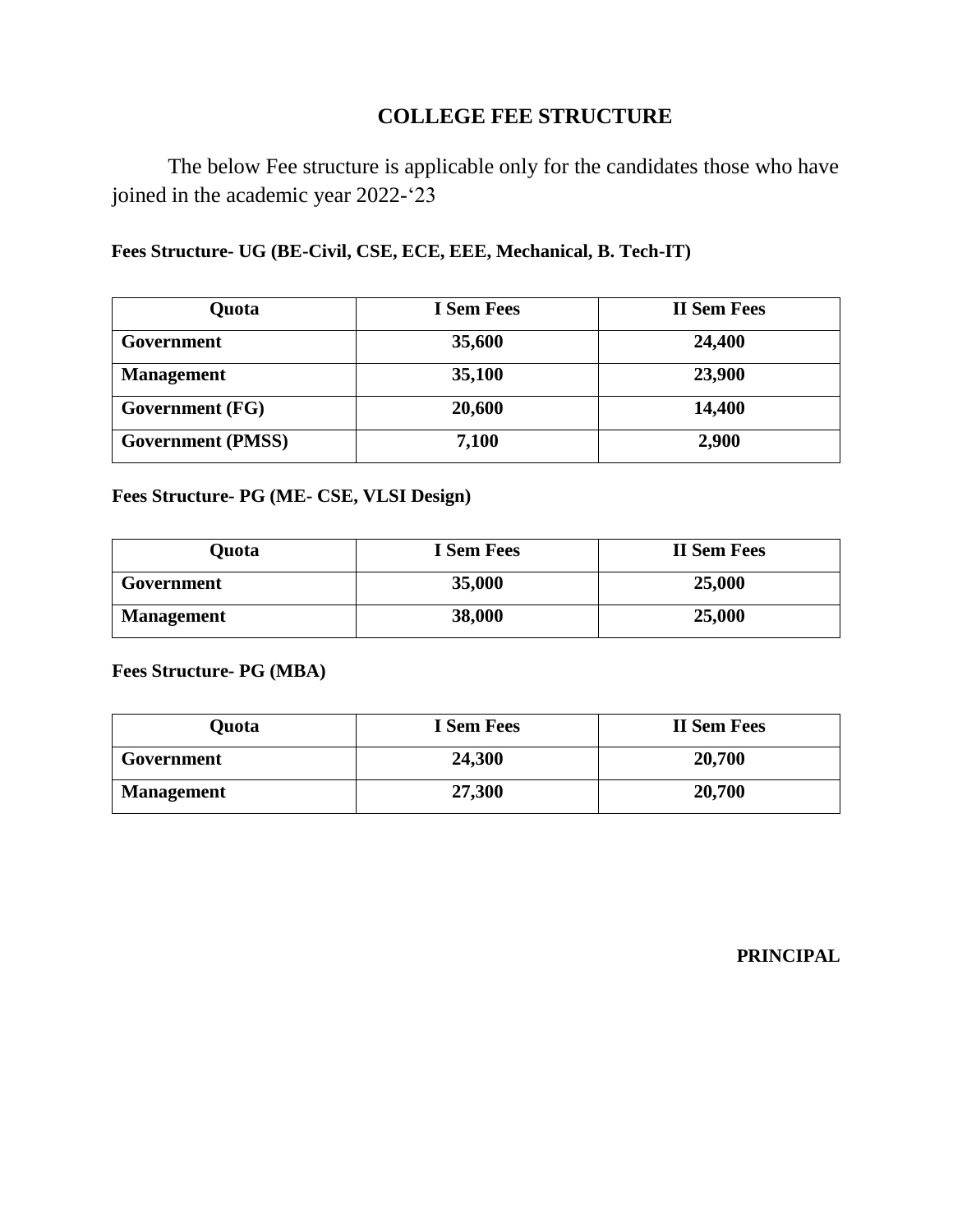# COLLEGE FEE STRUCTURE

The below Fee structure is applicable only for the candidates those who have joined in the academic year 2022-‘23

**Fees Structure- UG (BE-Civil, CSE, ECE, EEE, Mechanical, B. Tech-IT)**

| Quota | I Sem Fees | II Sem Fees |
|---|---|---|
| **Government** | **35,600** | **24,400** |
| **Management** | **35,100** | **23,900** |
| **Government (FG)** | **20,600** | **14,400** |
| **Government (PMSS)** | **7,100** | **2,900** |

**Fees Structure- PG (ME- CSE, VLSI Design)**

| Quota | I Sem Fees | II Sem Fees |
|---|---|---|
| **Government** | **35,000** | **25,000** |
| **Management** | **38,000** | **25,000** |

**Fees Structure- PG (MBA)**

| Quota | I Sem Fees | II Sem Fees |
|---|---|---|
| **Government** | **24,300** | **20,700** |
| **Management** | **27,300** | **20,700** |

**PRINCIPAL**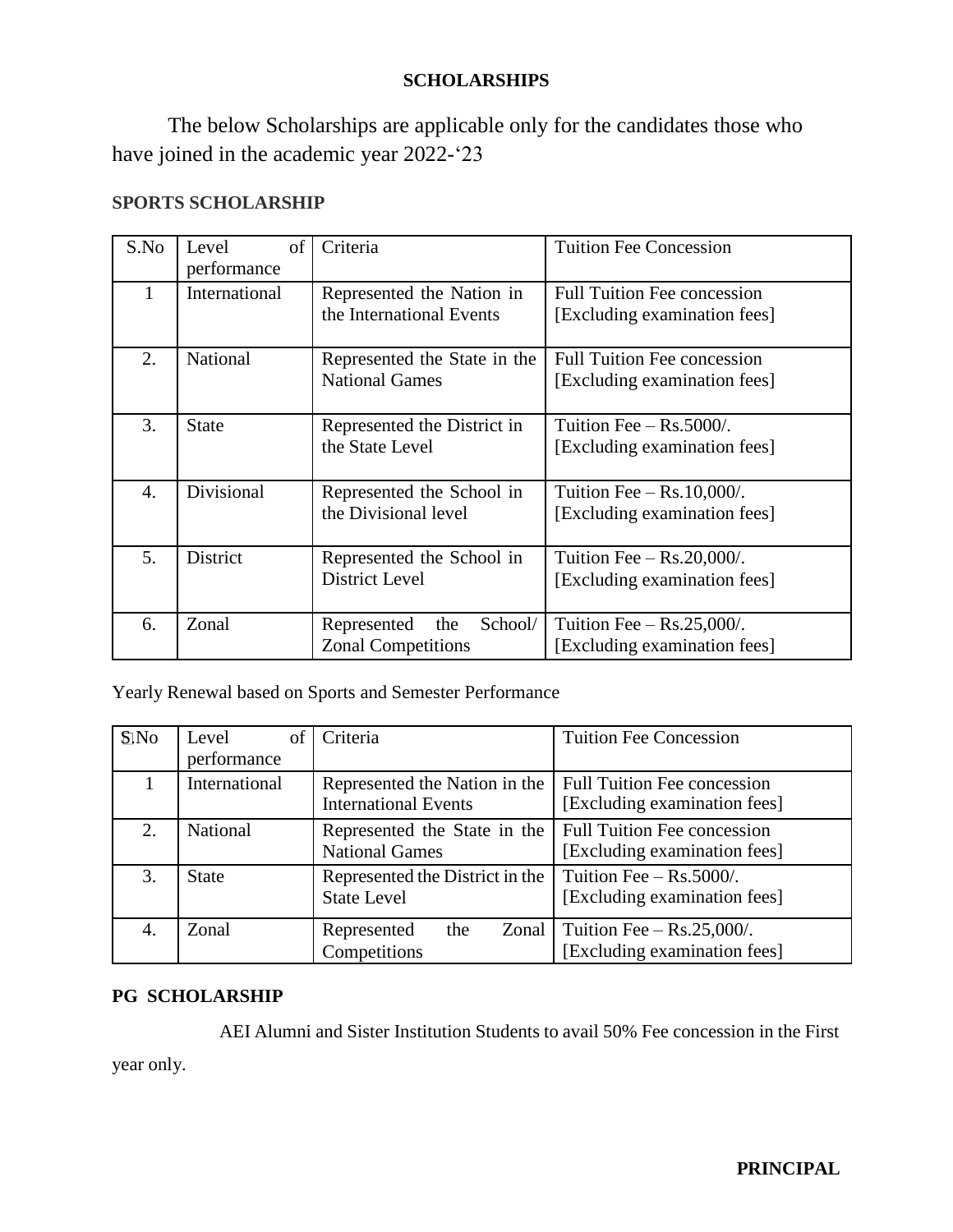**SCHOLARSHIPS**

The below Scholarships are applicable only for the candidates those who have joined in the academic year 2022-'23

**SPORTS SCHOLARSHIP**

| S.No | Level of performance | Criteria | Tuition Fee Concession |
|---|---|---|---|
| 1 | International | Represented the Nation in the International Events | Full Tuition Fee concession [Excluding examination fees] |
| 2. | National | Represented the State in the National Games | Full Tuition Fee concession [Excluding examination fees] |
| 3. | State | Represented the District in the State Level | Tuition Fee – Rs.5000/. [Excluding examination fees] |
| 4. | Divisional | Represented the School in the Divisional level | Tuition Fee – Rs.10,000/. [Excluding examination fees] |
| 5. | District | Represented the School in District Level | Tuition Fee – Rs.20,000/. [Excluding examination fees] |
| 6. | Zonal | Represented the School/ Zonal Competitions | Tuition Fee – Rs.25,000/. [Excluding examination fees] |

Yearly Renewal based on Sports and Semester Performance

| S.No | Level of performance | Criteria | Tuition Fee Concession |
|---|---|---|---|
| 1 | International | Represented the Nation in the International Events | Full Tuition Fee concession [Excluding examination fees] |
| 2. | National | Represented the State in the National Games | Full Tuition Fee concession [Excluding examination fees] |
| 3. | State | Represented the District in the State Level | Tuition Fee – Rs.5000/. [Excluding examination fees] |
| 4. | Zonal | Represented the Zonal Competitions | Tuition Fee – Rs.25,000/. [Excluding examination fees] |

**PG SCHOLARSHIP**

AEI Alumni and Sister Institution Students to avail 50% Fee concession in the First year only.

**PRINCIPAL**